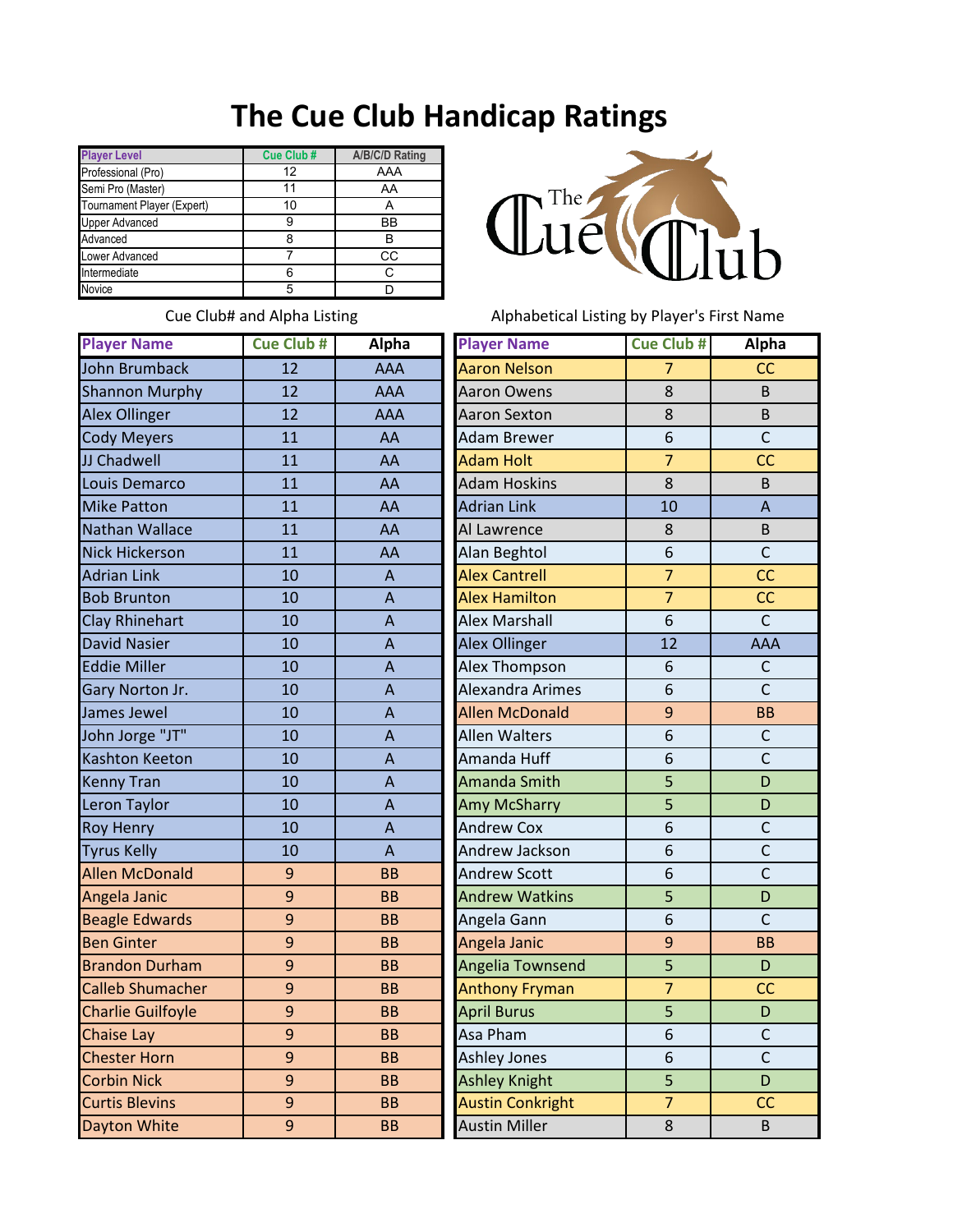# The Cue Club Handicap Ratings

| Player Level | Cue Club # | A/B/C/D Rating |
|---|---|---|
| Professional (Pro) | 12 | AAA |
| Semi Pro (Master) | 11 | AA |
| Tournament Player (Expert) | 10 | A |
| Upper Advanced | 9 | BB |
| Advanced | 8 | B |
| Lower Advanced | 7 | CC |
| Intermediate | 6 | C |
| Novice | 5 | D |

Cue Club# and Alpha Listing

| Player Name | Cue Club # | Alpha |
|---|---|---|
| John Brumback | 12 | AAA |
| Shannon Murphy | 12 | AAA |
| Alex Ollinger | 12 | AAA |
| Cody Meyers | 11 | AA |
| JJ Chadwell | 11 | AA |
| Louis Demarco | 11 | AA |
| Mike Patton | 11 | AA |
| Nathan Wallace | 11 | AA |
| Nick Hickerson | 11 | AA |
| Adrian Link | 10 | A |
| Bob Brunton | 10 | A |
| Clay Rhinehart | 10 | A |
| David Nasier | 10 | A |
| Eddie Miller | 10 | A |
| Gary Norton Jr. | 10 | A |
| James Jewel | 10 | A |
| John Jorge "JT" | 10 | A |
| Kashton Keeton | 10 | A |
| Kenny Tran | 10 | A |
| Leron Taylor | 10 | A |
| Roy Henry | 10 | A |
| Tyrus Kelly | 10 | A |
| Allen McDonald | 9 | BB |
| Angela Janic | 9 | BB |
| Beagle Edwards | 9 | BB |
| Ben Ginter | 9 | BB |
| Brandon Durham | 9 | BB |
| Calleb Shumacher | 9 | BB |
| Charlie Guilfoyle | 9 | BB |
| Chaise Lay | 9 | BB |
| Chester Horn | 9 | BB |
| Corbin Nick | 9 | BB |
| Curtis Blevins | 9 | BB |
| Dayton White | 9 | BB |

Alphabetical Listing by Player's First Name

| Player Name | Cue Club # | Alpha |
|---|---|---|
| Aaron Nelson | 7 | CC |
| Aaron Owens | 8 | B |
| Aaron Sexton | 8 | B |
| Adam Brewer | 6 | C |
| Adam Holt | 7 | CC |
| Adam Hoskins | 8 | B |
| Adrian Link | 10 | A |
| Al Lawrence | 8 | B |
| Alan Beghtol | 6 | C |
| Alex Cantrell | 7 | CC |
| Alex Hamilton | 7 | CC |
| Alex Marshall | 6 | C |
| Alex Ollinger | 12 | AAA |
| Alex Thompson | 6 | C |
| Alexandra Arimes | 6 | C |
| Allen McDonald | 9 | BB |
| Allen Walters | 6 | C |
| Amanda Huff | 6 | C |
| Amanda Smith | 5 | D |
| Amy McSharry | 5 | D |
| Andrew Cox | 6 | C |
| Andrew Jackson | 6 | C |
| Andrew Scott | 6 | C |
| Andrew Watkins | 5 | D |
| Angela Gann | 6 | C |
| Angela Janic | 9 | BB |
| Angelia Townsend | 5 | D |
| Anthony Fryman | 7 | CC |
| April Burus | 5 | D |
| Asa Pham | 6 | C |
| Ashley Jones | 6 | C |
| Ashley Knight | 5 | D |
| Austin Conkright | 7 | CC |
| Austin Miller | 8 | B |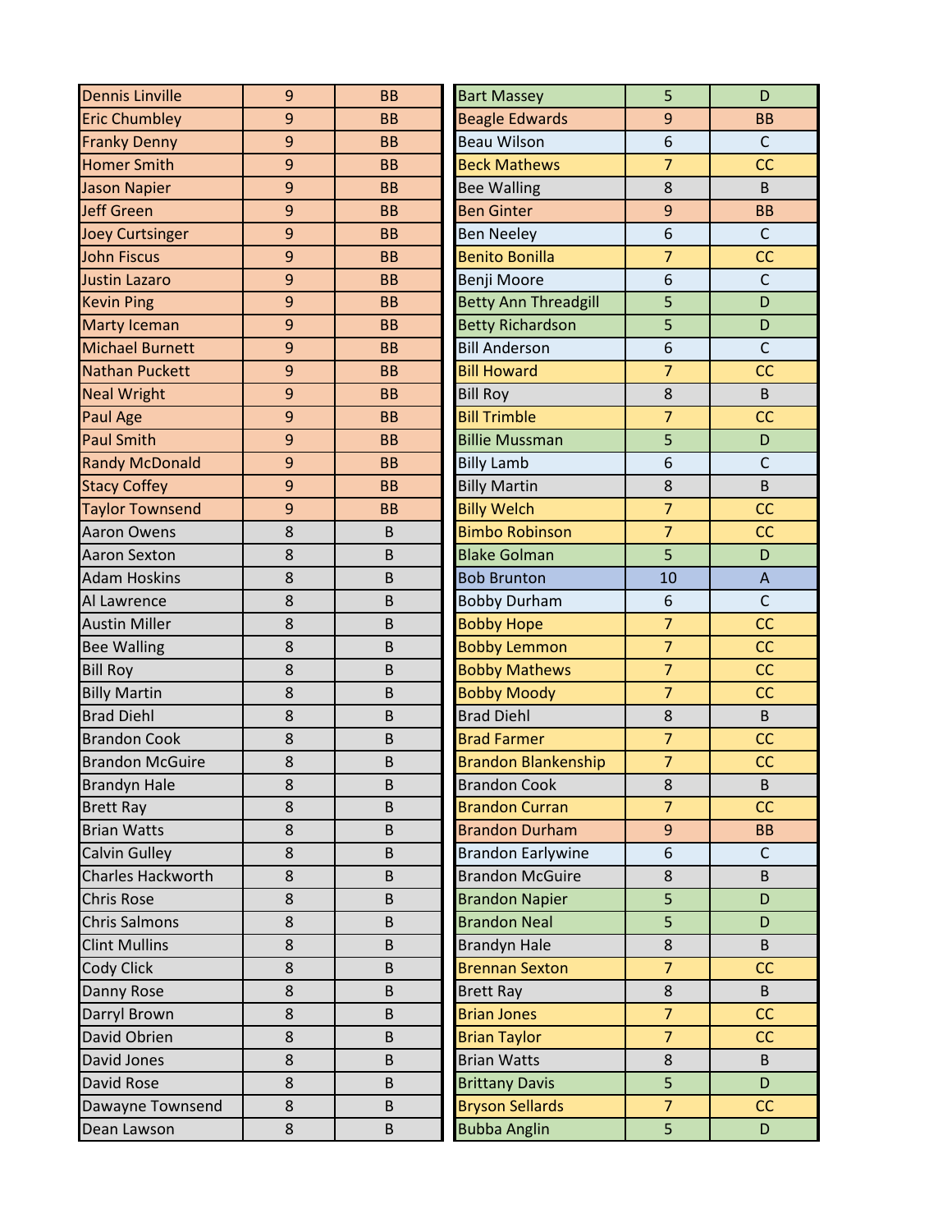| | | |
|---|---|---|
| Dennis Linville | 9 | BB |
| Eric Chumbley | 9 | BB |
| Franky Denny | 9 | BB |
| Homer Smith | 9 | BB |
| Jason Napier | 9 | BB |
| Jeff Green | 9 | BB |
| Joey Curtsinger | 9 | BB |
| John Fiscus | 9 | BB |
| Justin Lazaro | 9 | BB |
| Kevin Ping | 9 | BB |
| Marty Iceman | 9 | BB |
| Michael Burnett | 9 | BB |
| Nathan Puckett | 9 | BB |
| Neal Wright | 9 | BB |
| Paul Age | 9 | BB |
| Paul Smith | 9 | BB |
| Randy McDonald | 9 | BB |
| Stacy Coffey | 9 | BB |
| Taylor Townsend | 9 | BB |
| Aaron Owens | 8 | B |
| Aaron Sexton | 8 | B |
| Adam Hoskins | 8 | B |
| Al Lawrence | 8 | B |
| Austin Miller | 8 | B |
| Bee Walling | 8 | B |
| Bill Roy | 8 | B |
| Billy Martin | 8 | B |
| Brad Diehl | 8 | B |
| Brandon Cook | 8 | B |
| Brandon McGuire | 8 | B |
| Brandyn Hale | 8 | B |
| Brett Ray | 8 | B |
| Brian Watts | 8 | B |
| Calvin Gulley | 8 | B |
| Charles Hackworth | 8 | B |
| Chris Rose | 8 | B |
| Chris Salmons | 8 | B |
| Clint Mullins | 8 | B |
| Cody Click | 8 | B |
| Danny Rose | 8 | B |
| Darryl Brown | 8 | B |
| David Obrien | 8 | B |
| David Jones | 8 | B |
| David Rose | 8 | B |
| Dawayne Townsend | 8 | B |
| Dean Lawson | 8 | B |

| | | |
|---|---|---|
| Bart Massey | 5 | D |
| Beagle Edwards | 9 | BB |
| Beau Wilson | 6 | C |
| Beck Mathews | 7 | CC |
| Bee Walling | 8 | B |
| Ben Ginter | 9 | BB |
| Ben Neeley | 6 | C |
| Benito Bonilla | 7 | CC |
| Benji Moore | 6 | C |
| Betty Ann Threadgill | 5 | D |
| Betty Richardson | 5 | D |
| Bill Anderson | 6 | C |
| Bill Howard | 7 | CC |
| Bill Roy | 8 | B |
| Bill Trimble | 7 | CC |
| Billie Mussman | 5 | D |
| Billy Lamb | 6 | C |
| Billy Martin | 8 | B |
| Billy Welch | 7 | CC |
| Bimbo Robinson | 7 | CC |
| Blake Golman | 5 | D |
| Bob Brunton | 10 | A |
| Bobby Durham | 6 | C |
| Bobby Hope | 7 | CC |
| Bobby Lemmon | 7 | CC |
| Bobby Mathews | 7 | CC |
| Bobby Moody | 7 | CC |
| Brad Diehl | 8 | B |
| Brad Farmer | 7 | CC |
| Brandon Blankenship | 7 | CC |
| Brandon Cook | 8 | B |
| Brandon Curran | 7 | CC |
| Brandon Durham | 9 | BB |
| Brandon Earlywine | 6 | C |
| Brandon McGuire | 8 | B |
| Brandon Napier | 5 | D |
| Brandon Neal | 5 | D |
| Brandyn Hale | 8 | B |
| Brennan Sexton | 7 | CC |
| Brett Ray | 8 | B |
| Brian Jones | 7 | CC |
| Brian Taylor | 7 | CC |
| Brian Watts | 8 | B |
| Brittany Davis | 5 | D |
| Bryson Sellards | 7 | CC |
| Bubba Anglin | 5 | D |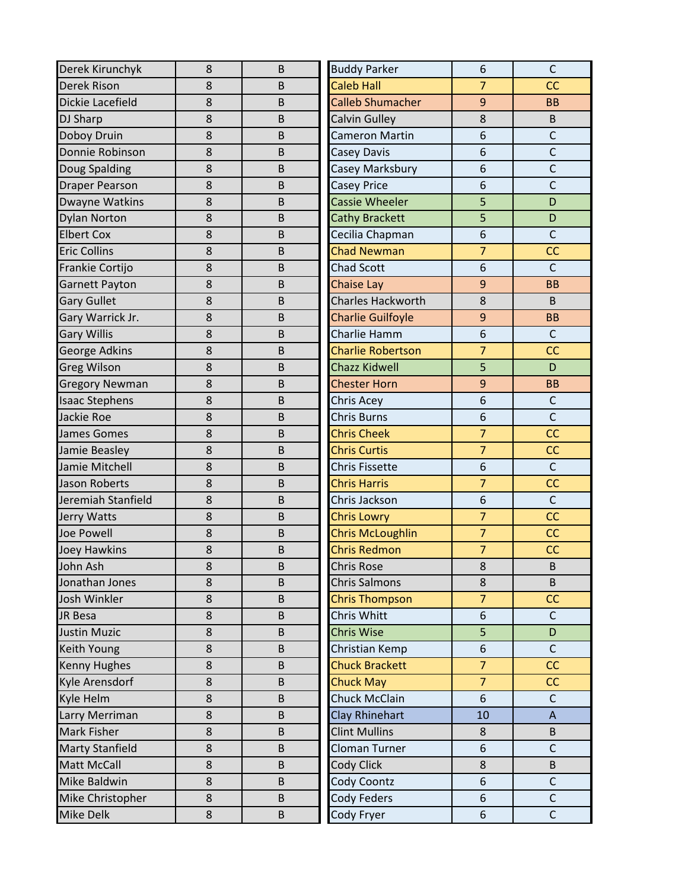| | | |
|---|---|---|
| Derek Kirunchyk | 8 | B |
| Derek Rison | 8 | B |
| Dickie Lacefield | 8 | B |
| DJ Sharp | 8 | B |
| Doboy Druin | 8 | B |
| Donnie Robinson | 8 | B |
| Doug Spalding | 8 | B |
| Draper Pearson | 8 | B |
| Dwayne Watkins | 8 | B |
| Dylan Norton | 8 | B |
| Elbert Cox | 8 | B |
| Eric Collins | 8 | B |
| Frankie Cortijo | 8 | B |
| Garnett Payton | 8 | B |
| Gary Gullet | 8 | B |
| Gary Warrick Jr. | 8 | B |
| Gary Willis | 8 | B |
| George Adkins | 8 | B |
| Greg Wilson | 8 | B |
| Gregory Newman | 8 | B |
| Isaac Stephens | 8 | B |
| Jackie Roe | 8 | B |
| James Gomes | 8 | B |
| Jamie Beasley | 8 | B |
| Jamie Mitchell | 8 | B |
| Jason Roberts | 8 | B |
| Jeremiah Stanfield | 8 | B |
| Jerry Watts | 8 | B |
| Joe Powell | 8 | B |
| Joey Hawkins | 8 | B |
| John Ash | 8 | B |
| Jonathan Jones | 8 | B |
| Josh Winkler | 8 | B |
| JR Besa | 8 | B |
| Justin Muzic | 8 | B |
| Keith Young | 8 | B |
| Kenny Hughes | 8 | B |
| Kyle Arensdorf | 8 | B |
| Kyle Helm | 8 | B |
| Larry Merriman | 8 | B |
| Mark Fisher | 8 | B |
| Marty Stanfield | 8 | B |
| Matt McCall | 8 | B |
| Mike Baldwin | 8 | B |
| Mike Christopher | 8 | B |
| Mike Delk | 8 | B |

| | | |
|---|---|---|
| Buddy Parker | 6 | C |
| Caleb Hall | 7 | CC |
| Calleb Shumacher | 9 | BB |
| Calvin Gulley | 8 | B |
| Cameron Martin | 6 | C |
| Casey Davis | 6 | C |
| Casey Marksbury | 6 | C |
| Casey Price | 6 | C |
| Cassie Wheeler | 5 | D |
| Cathy Brackett | 5 | D |
| Cecilia Chapman | 6 | C |
| Chad Newman | 7 | CC |
| Chad Scott | 6 | C |
| Chaise Lay | 9 | BB |
| Charles Hackworth | 8 | B |
| Charlie Guilfoyle | 9 | BB |
| Charlie Hamm | 6 | C |
| Charlie Robertson | 7 | CC |
| Chazz Kidwell | 5 | D |
| Chester Horn | 9 | BB |
| Chris Acey | 6 | C |
| Chris Burns | 6 | C |
| Chris Cheek | 7 | CC |
| Chris Curtis | 7 | CC |
| Chris Fissette | 6 | C |
| Chris Harris | 7 | CC |
| Chris Jackson | 6 | C |
| Chris Lowry | 7 | CC |
| Chris McLoughlin | 7 | CC |
| Chris Redmon | 7 | CC |
| Chris Rose | 8 | B |
| Chris Salmons | 8 | B |
| Chris Thompson | 7 | CC |
| Chris Whitt | 6 | C |
| Chris Wise | 5 | D |
| Christian Kemp | 6 | C |
| Chuck Brackett | 7 | CC |
| Chuck May | 7 | CC |
| Chuck McClain | 6 | C |
| Clay Rhinehart | 10 | A |
| Clint Mullins | 8 | B |
| Cloman Turner | 6 | C |
| Cody Click | 8 | B |
| Cody Coontz | 6 | C |
| Cody Feders | 6 | C |
| Cody Fryer | 6 | C |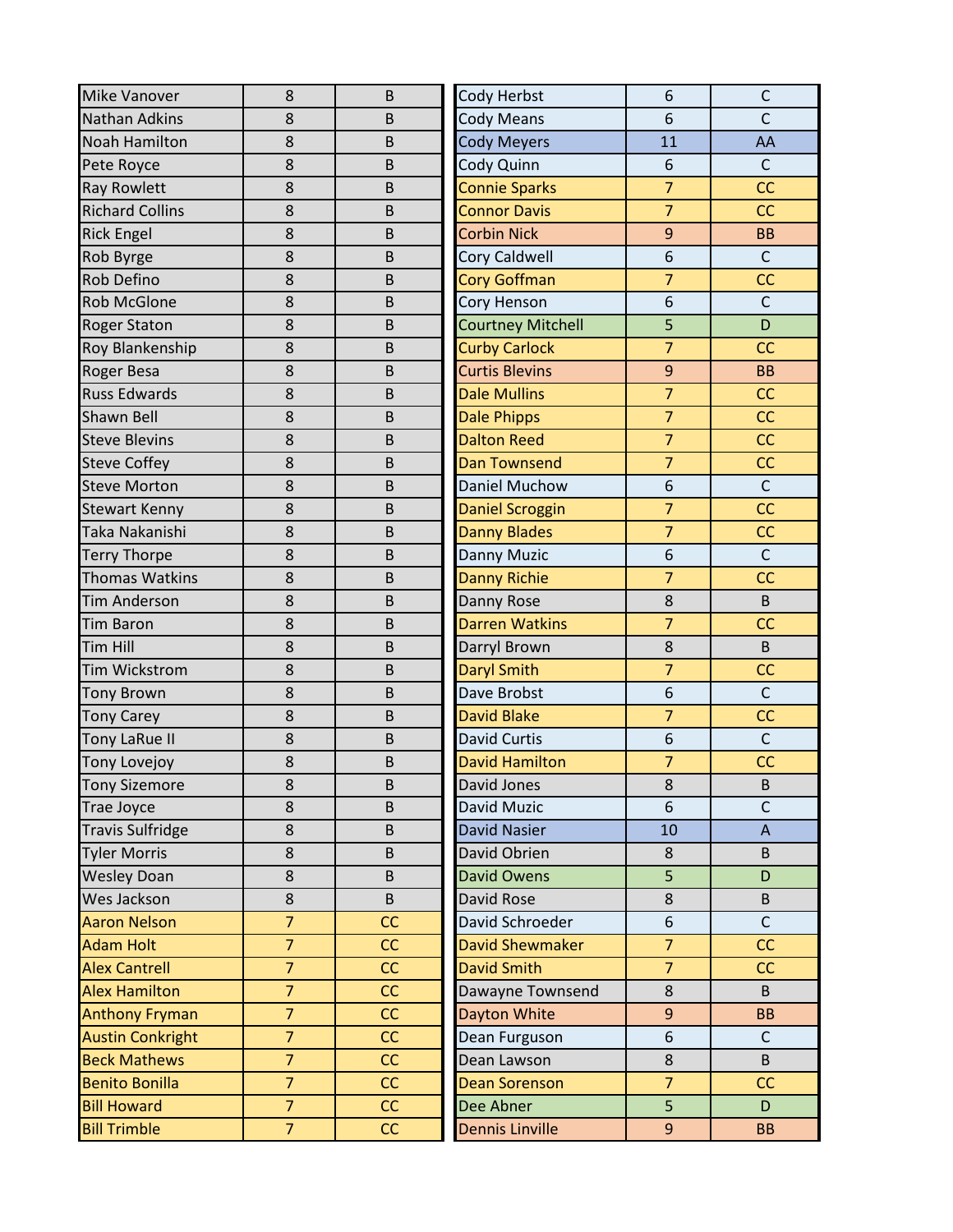| | | |
|---|---|---|
| Mike Vanover | 8 | B |
| Nathan Adkins | 8 | B |
| Noah Hamilton | 8 | B |
| Pete Royce | 8 | B |
| Ray Rowlett | 8 | B |
| Richard Collins | 8 | B |
| Rick Engel | 8 | B |
| Rob Byrge | 8 | B |
| Rob Defino | 8 | B |
| Rob McGlone | 8 | B |
| Roger Staton | 8 | B |
| Roy Blankenship | 8 | B |
| Roger Besa | 8 | B |
| Russ Edwards | 8 | B |
| Shawn Bell | 8 | B |
| Steve Blevins | 8 | B |
| Steve Coffey | 8 | B |
| Steve Morton | 8 | B |
| Stewart Kenny | 8 | B |
| Taka Nakanishi | 8 | B |
| Terry Thorpe | 8 | B |
| Thomas Watkins | 8 | B |
| Tim Anderson | 8 | B |
| Tim Baron | 8 | B |
| Tim Hill | 8 | B |
| Tim Wickstrom | 8 | B |
| Tony Brown | 8 | B |
| Tony Carey | 8 | B |
| Tony LaRue II | 8 | B |
| Tony Lovejoy | 8 | B |
| Tony Sizemore | 8 | B |
| Trae Joyce | 8 | B |
| Travis Sulfridge | 8 | B |
| Tyler Morris | 8 | B |
| Wesley Doan | 8 | B |
| Wes Jackson | 8 | B |
| Aaron Nelson | 7 | CC |
| Adam Holt | 7 | CC |
| Alex Cantrell | 7 | CC |
| Alex Hamilton | 7 | CC |
| Anthony Fryman | 7 | CC |
| Austin Conkright | 7 | CC |
| Beck Mathews | 7 | CC |
| Benito Bonilla | 7 | CC |
| Bill Howard | 7 | CC |
| Bill Trimble | 7 | CC |
| Cody Herbst | 6 | C |
| Cody Means | 6 | C |
| Cody Meyers | 11 | AA |
| Cody Quinn | 6 | C |
| Connie Sparks | 7 | CC |
| Connor Davis | 7 | CC |
| Corbin Nick | 9 | BB |
| Cory Caldwell | 6 | C |
| Cory Goffman | 7 | CC |
| Cory Henson | 6 | C |
| Courtney Mitchell | 5 | D |
| Curby Carlock | 7 | CC |
| Curtis Blevins | 9 | BB |
| Dale Mullins | 7 | CC |
| Dale Phipps | 7 | CC |
| Dalton Reed | 7 | CC |
| Dan Townsend | 7 | CC |
| Daniel Muchow | 6 | C |
| Daniel Scroggin | 7 | CC |
| Danny Blades | 7 | CC |
| Danny Muzic | 6 | C |
| Danny Richie | 7 | CC |
| Danny Rose | 8 | B |
| Darren Watkins | 7 | CC |
| Darryl Brown | 8 | B |
| Daryl Smith | 7 | CC |
| Dave Brobst | 6 | C |
| David Blake | 7 | CC |
| David Curtis | 6 | C |
| David Hamilton | 7 | CC |
| David Jones | 8 | B |
| David Muzic | 6 | C |
| David Nasier | 10 | A |
| David Obrien | 8 | B |
| David Owens | 5 | D |
| David Rose | 8 | B |
| David Schroeder | 6 | C |
| David Shewmaker | 7 | CC |
| David Smith | 7 | CC |
| Dawayne Townsend | 8 | B |
| Dayton White | 9 | BB |
| Dean Furguson | 6 | C |
| Dean Lawson | 8 | B |
| Dean Sorenson | 7 | CC |
| Dee Abner | 5 | D |
| Dennis Linville | 9 | BB |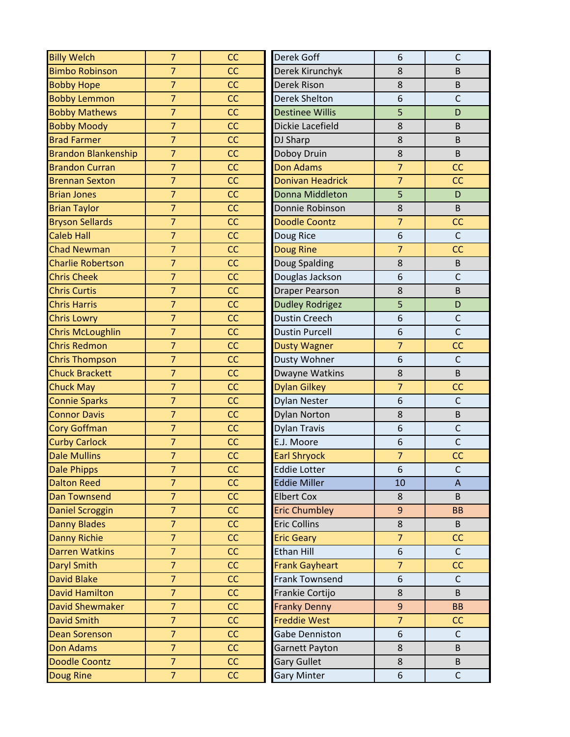| | | |
|---|---|---|
| Billy Welch | 7 | CC |
| Bimbo Robinson | 7 | CC |
| Bobby Hope | 7 | CC |
| Bobby Lemmon | 7 | CC |
| Bobby Mathews | 7 | CC |
| Bobby Moody | 7 | CC |
| Brad Farmer | 7 | CC |
| Brandon Blankenship | 7 | CC |
| Brandon Curran | 7 | CC |
| Brennan Sexton | 7 | CC |
| Brian Jones | 7 | CC |
| Brian Taylor | 7 | CC |
| Bryson Sellards | 7 | CC |
| Caleb Hall | 7 | CC |
| Chad Newman | 7 | CC |
| Charlie Robertson | 7 | CC |
| Chris Cheek | 7 | CC |
| Chris Curtis | 7 | CC |
| Chris Harris | 7 | CC |
| Chris Lowry | 7 | CC |
| Chris McLoughlin | 7 | CC |
| Chris Redmon | 7 | CC |
| Chris Thompson | 7 | CC |
| Chuck Brackett | 7 | CC |
| Chuck May | 7 | CC |
| Connie Sparks | 7 | CC |
| Connor Davis | 7 | CC |
| Cory Goffman | 7 | CC |
| Curby Carlock | 7 | CC |
| Dale Mullins | 7 | CC |
| Dale Phipps | 7 | CC |
| Dalton Reed | 7 | CC |
| Dan Townsend | 7 | CC |
| Daniel Scroggin | 7 | CC |
| Danny Blades | 7 | CC |
| Danny Richie | 7 | CC |
| Darren Watkins | 7 | CC |
| Daryl Smith | 7 | CC |
| David Blake | 7 | CC |
| David Hamilton | 7 | CC |
| David Shewmaker | 7 | CC |
| David Smith | 7 | CC |
| Dean Sorenson | 7 | CC |
| Don Adams | 7 | CC |
| Doodle Coontz | 7 | CC |
| Doug Rine | 7 | CC |

| | | |
|---|---|---|
| Derek Goff | 6 | C |
| Derek Kirunchyk | 8 | B |
| Derek Rison | 8 | B |
| Derek Shelton | 6 | C |
| Destinee Willis | 5 | D |
| Dickie Lacefield | 8 | B |
| DJ Sharp | 8 | B |
| Doboy Druin | 8 | B |
| Don Adams | 7 | CC |
| Donivan Headrick | 7 | CC |
| Donna Middleton | 5 | D |
| Donnie Robinson | 8 | B |
| Doodle Coontz | 7 | CC |
| Doug Rice | 6 | C |
| Doug Rine | 7 | CC |
| Doug Spalding | 8 | B |
| Douglas Jackson | 6 | C |
| Draper Pearson | 8 | B |
| Dudley Rodrigez | 5 | D |
| Dustin Creech | 6 | C |
| Dustin Purcell | 6 | C |
| Dusty Wagner | 7 | CC |
| Dusty Wohner | 6 | C |
| Dwayne Watkins | 8 | B |
| Dylan Gilkey | 7 | CC |
| Dylan Nester | 6 | C |
| Dylan Norton | 8 | B |
| Dylan Travis | 6 | C |
| E.J. Moore | 6 | C |
| Earl Shryock | 7 | CC |
| Eddie Lotter | 6 | C |
| Eddie Miller | 10 | A |
| Elbert Cox | 8 | B |
| Eric Chumbley | 9 | BB |
| Eric Collins | 8 | B |
| Eric Geary | 7 | CC |
| Ethan Hill | 6 | C |
| Frank Gayheart | 7 | CC |
| Frank Townsend | 6 | C |
| Frankie Cortijo | 8 | B |
| Franky Denny | 9 | BB |
| Freddie West | 7 | CC |
| Gabe Denniston | 6 | C |
| Garnett Payton | 8 | B |
| Gary Gullet | 8 | B |
| Gary Minter | 6 | C |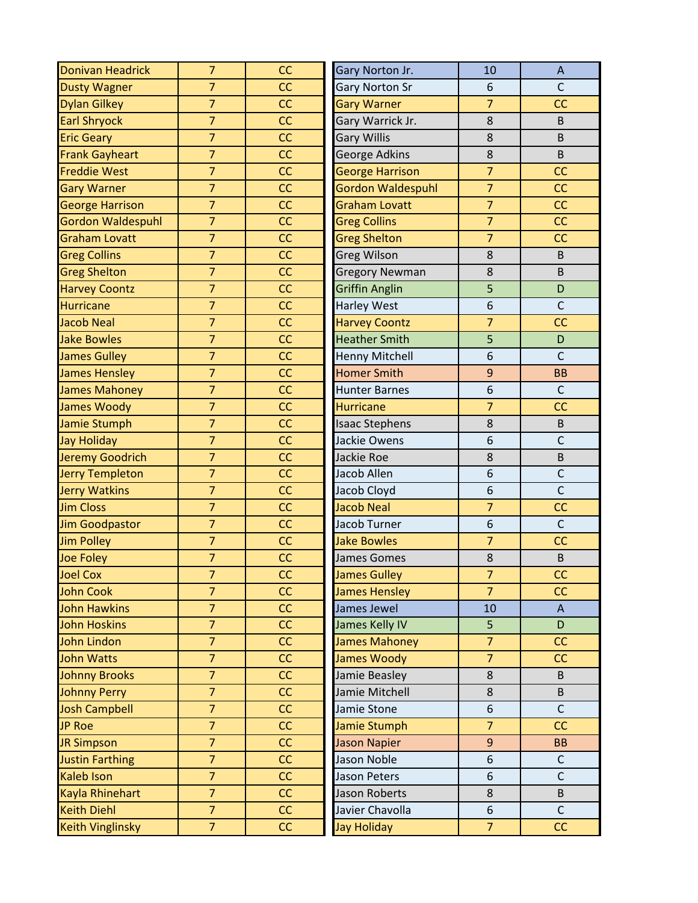| | | |
|---|---|---|
| Donivan Headrick | 7 | CC |
| Dusty Wagner | 7 | CC |
| Dylan Gilkey | 7 | CC |
| Earl Shryock | 7 | CC |
| Eric Geary | 7 | CC |
| Frank Gayheart | 7 | CC |
| Freddie West | 7 | CC |
| Gary Warner | 7 | CC |
| George Harrison | 7 | CC |
| Gordon Waldespuhl | 7 | CC |
| Graham Lovatt | 7 | CC |
| Greg Collins | 7 | CC |
| Greg Shelton | 7 | CC |
| Harvey Coontz | 7 | CC |
| Hurricane | 7 | CC |
| Jacob Neal | 7 | CC |
| Jake Bowles | 7 | CC |
| James Gulley | 7 | CC |
| James Hensley | 7 | CC |
| James Mahoney | 7 | CC |
| James Woody | 7 | CC |
| Jamie Stumph | 7 | CC |
| Jay Holiday | 7 | CC |
| Jeremy Goodrich | 7 | CC |
| Jerry Templeton | 7 | CC |
| Jerry Watkins | 7 | CC |
| Jim Closs | 7 | CC |
| Jim Goodpastor | 7 | CC |
| Jim Polley | 7 | CC |
| Joe Foley | 7 | CC |
| Joel Cox | 7 | CC |
| John Cook | 7 | CC |
| John Hawkins | 7 | CC |
| John Hoskins | 7 | CC |
| John Lindon | 7 | CC |
| John Watts | 7 | CC |
| Johnny Brooks | 7 | CC |
| Johnny Perry | 7 | CC |
| Josh Campbell | 7 | CC |
| JP Roe | 7 | CC |
| JR Simpson | 7 | CC |
| Justin Farthing | 7 | CC |
| Kaleb Ison | 7 | CC |
| Kayla Rhinehart | 7 | CC |
| Keith Diehl | 7 | CC |
| Keith Vinglinsky | 7 | CC |

| | | |
|---|---|---|
| Gary Norton Jr. | 10 | A |
| Gary Norton Sr | 6 | C |
| Gary Warner | 7 | CC |
| Gary Warrick Jr. | 8 | B |
| Gary Willis | 8 | B |
| George Adkins | 8 | B |
| George Harrison | 7 | CC |
| Gordon Waldespuhl | 7 | CC |
| Graham Lovatt | 7 | CC |
| Greg Collins | 7 | CC |
| Greg Shelton | 7 | CC |
| Greg Wilson | 8 | B |
| Gregory Newman | 8 | B |
| Griffin Anglin | 5 | D |
| Harley West | 6 | C |
| Harvey Coontz | 7 | CC |
| Heather Smith | 5 | D |
| Henny Mitchell | 6 | C |
| Homer Smith | 9 | BB |
| Hunter Barnes | 6 | C |
| Hurricane | 7 | CC |
| Isaac Stephens | 8 | B |
| Jackie Owens | 6 | C |
| Jackie Roe | 8 | B |
| Jacob Allen | 6 | C |
| Jacob Cloyd | 6 | C |
| Jacob Neal | 7 | CC |
| Jacob Turner | 6 | C |
| Jake Bowles | 7 | CC |
| James Gomes | 8 | B |
| James Gulley | 7 | CC |
| James Hensley | 7 | CC |
| James Jewel | 10 | A |
| James Kelly IV | 5 | D |
| James Mahoney | 7 | CC |
| James Woody | 7 | CC |
| Jamie Beasley | 8 | B |
| Jamie Mitchell | 8 | B |
| Jamie Stone | 6 | C |
| Jamie Stumph | 7 | CC |
| Jason Napier | 9 | BB |
| Jason Noble | 6 | C |
| Jason Peters | 6 | C |
| Jason Roberts | 8 | B |
| Javier Chavolla | 6 | C |
| Jay Holiday | 7 | CC |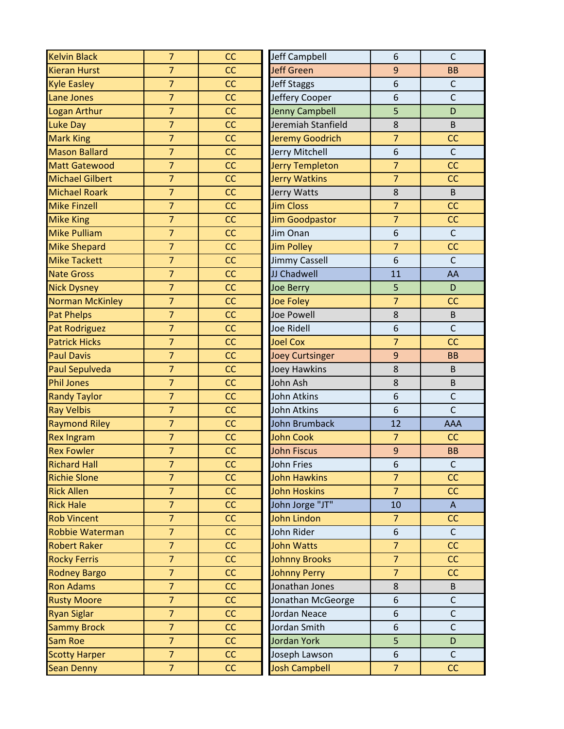| | | |
|---|---|---|
| Kelvin Black | 7 | CC |
| Kieran Hurst | 7 | CC |
| Kyle Easley | 7 | CC |
| Lane Jones | 7 | CC |
| Logan Arthur | 7 | CC |
| Luke Day | 7 | CC |
| Mark King | 7 | CC |
| Mason Ballard | 7 | CC |
| Matt Gatewood | 7 | CC |
| Michael Gilbert | 7 | CC |
| Michael Roark | 7 | CC |
| Mike Finzell | 7 | CC |
| Mike King | 7 | CC |
| Mike Pulliam | 7 | CC |
| Mike Shepard | 7 | CC |
| Mike Tackett | 7 | CC |
| Nate Gross | 7 | CC |
| Nick Dysney | 7 | CC |
| Norman McKinley | 7 | CC |
| Pat Phelps | 7 | CC |
| Pat Rodriguez | 7 | CC |
| Patrick Hicks | 7 | CC |
| Paul Davis | 7 | CC |
| Paul Sepulveda | 7 | CC |
| Phil Jones | 7 | CC |
| Randy Taylor | 7 | CC |
| Ray Velbis | 7 | CC |
| Raymond Riley | 7 | CC |
| Rex Ingram | 7 | CC |
| Rex Fowler | 7 | CC |
| Richard Hall | 7 | CC |
| Richie Slone | 7 | CC |
| Rick Allen | 7 | CC |
| Rick Hale | 7 | CC |
| Rob Vincent | 7 | CC |
| Robbie Waterman | 7 | CC |
| Robert Raker | 7 | CC |
| Rocky Ferris | 7 | CC |
| Rodney Bargo | 7 | CC |
| Ron Adams | 7 | CC |
| Rusty Moore | 7 | CC |
| Ryan Siglar | 7 | CC |
| Sammy Brock | 7 | CC |
| Sam Roe | 7 | CC |
| Scotty Harper | 7 | CC |
| Sean Denny | 7 | CC |
| Jeff Campbell | 6 | C |
| Jeff Green | 9 | BB |
| Jeff Staggs | 6 | C |
| Jeffery Cooper | 6 | C |
| Jenny Campbell | 5 | D |
| Jeremiah Stanfield | 8 | B |
| Jeremy Goodrich | 7 | CC |
| Jerry Mitchell | 6 | C |
| Jerry Templeton | 7 | CC |
| Jerry Watkins | 7 | CC |
| Jerry Watts | 8 | B |
| Jim Closs | 7 | CC |
| Jim Goodpastor | 7 | CC |
| Jim Onan | 6 | C |
| Jim Polley | 7 | CC |
| Jimmy Cassell | 6 | C |
| JJ Chadwell | 11 | AA |
| Joe Berry | 5 | D |
| Joe Foley | 7 | CC |
| Joe Powell | 8 | B |
| Joe Ridell | 6 | C |
| Joel Cox | 7 | CC |
| Joey Curtsinger | 9 | BB |
| Joey Hawkins | 8 | B |
| John Ash | 8 | B |
| John Atkins | 6 | C |
| John Atkins | 6 | C |
| John Brumback | 12 | AAA |
| John Cook | 7 | CC |
| John Fiscus | 9 | BB |
| John Fries | 6 | C |
| John Hawkins | 7 | CC |
| John Hoskins | 7 | CC |
| John Jorge "JT" | 10 | A |
| John Lindon | 7 | CC |
| John Rider | 6 | C |
| John Watts | 7 | CC |
| Johnny Brooks | 7 | CC |
| Johnny Perry | 7 | CC |
| Jonathan Jones | 8 | B |
| Jonathan McGeorge | 6 | C |
| Jordan Neace | 6 | C |
| Jordan Smith | 6 | C |
| Jordan York | 5 | D |
| Joseph Lawson | 6 | C |
| Josh Campbell | 7 | CC |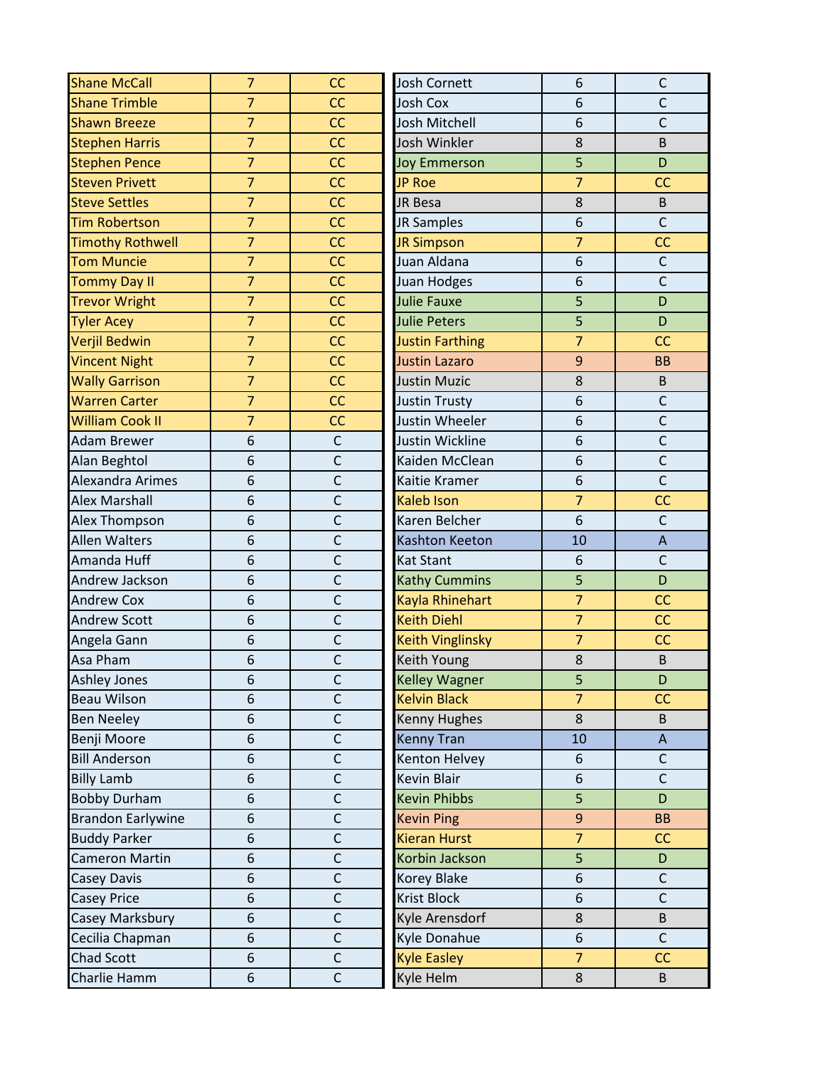| | | |
|---|---|---|
| Shane McCall | 7 | CC |
| Shane Trimble | 7 | CC |
| Shawn Breeze | 7 | CC |
| Stephen Harris | 7 | CC |
| Stephen Pence | 7 | CC |
| Steven Privett | 7 | CC |
| Steve Settles | 7 | CC |
| Tim Robertson | 7 | CC |
| Timothy Rothwell | 7 | CC |
| Tom Muncie | 7 | CC |
| Tommy Day II | 7 | CC |
| Trevor Wright | 7 | CC |
| Tyler Acey | 7 | CC |
| Verjil Bedwin | 7 | CC |
| Vincent Night | 7 | CC |
| Wally Garrison | 7 | CC |
| Warren Carter | 7 | CC |
| William Cook II | 7 | CC |
| Adam Brewer | 6 | C |
| Alan Beghtol | 6 | C |
| Alexandra Arimes | 6 | C |
| Alex Marshall | 6 | C |
| Alex Thompson | 6 | C |
| Allen Walters | 6 | C |
| Amanda Huff | 6 | C |
| Andrew Jackson | 6 | C |
| Andrew Cox | 6 | C |
| Andrew Scott | 6 | C |
| Angela Gann | 6 | C |
| Asa Pham | 6 | C |
| Ashley Jones | 6 | C |
| Beau Wilson | 6 | C |
| Ben Neeley | 6 | C |
| Benji Moore | 6 | C |
| Bill Anderson | 6 | C |
| Billy Lamb | 6 | C |
| Bobby Durham | 6 | C |
| Brandon Earlywine | 6 | C |
| Buddy Parker | 6 | C |
| Cameron Martin | 6 | C |
| Casey Davis | 6 | C |
| Casey Price | 6 | C |
| Casey Marksbury | 6 | C |
| Cecilia Chapman | 6 | C |
| Chad Scott | 6 | C |
| Charlie Hamm | 6 | C |

| | | |
|---|---|---|
| Josh Cornett | 6 | C |
| Josh Cox | 6 | C |
| Josh Mitchell | 6 | C |
| Josh Winkler | 8 | B |
| Joy Emmerson | 5 | D |
| JP Roe | 7 | CC |
| JR Besa | 8 | B |
| JR Samples | 6 | C |
| JR Simpson | 7 | CC |
| Juan Aldana | 6 | C |
| Juan Hodges | 6 | C |
| Julie Fauxe | 5 | D |
| Julie Peters | 5 | D |
| Justin Farthing | 7 | CC |
| Justin Lazaro | 9 | BB |
| Justin Muzic | 8 | B |
| Justin Trusty | 6 | C |
| Justin Wheeler | 6 | C |
| Justin Wickline | 6 | C |
| Kaiden McClean | 6 | C |
| Kaitie Kramer | 6 | C |
| Kaleb Ison | 7 | CC |
| Karen Belcher | 6 | C |
| Kashton Keeton | 10 | A |
| Kat Stant | 6 | C |
| Kathy Cummins | 5 | D |
| Kayla Rhinehart | 7 | CC |
| Keith Diehl | 7 | CC |
| Keith Vinglinsky | 7 | CC |
| Keith Young | 8 | B |
| Kelley Wagner | 5 | D |
| Kelvin Black | 7 | CC |
| Kenny Hughes | 8 | B |
| Kenny Tran | 10 | A |
| Kenton Helvey | 6 | C |
| Kevin Blair | 6 | C |
| Kevin Phibbs | 5 | D |
| Kevin Ping | 9 | BB |
| Kieran Hurst | 7 | CC |
| Korbin Jackson | 5 | D |
| Korey Blake | 6 | C |
| Krist Block | 6 | C |
| Kyle Arensdorf | 8 | B |
| Kyle Donahue | 6 | C |
| Kyle Easley | 7 | CC |
| Kyle Helm | 8 | B |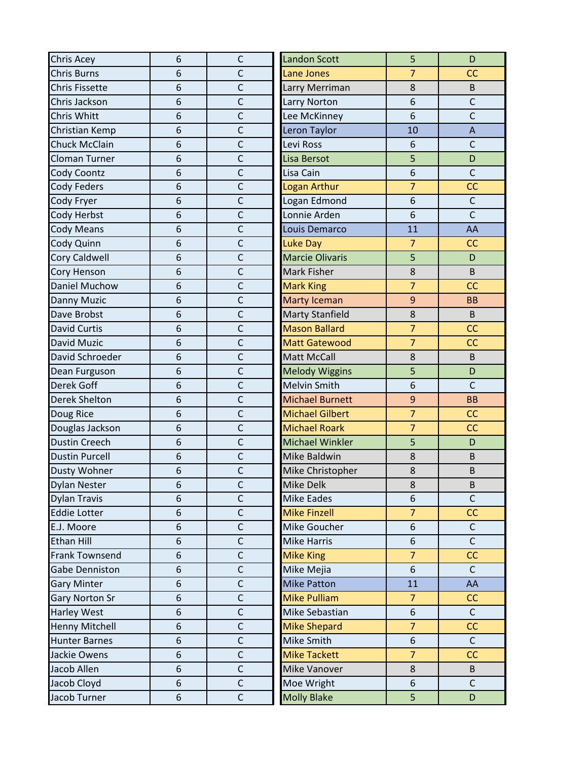| | | |
|---|---|---|
| Chris Acey | 6 | C |
| Chris Burns | 6 | C |
| Chris Fissette | 6 | C |
| Chris Jackson | 6 | C |
| Chris Whitt | 6 | C |
| Christian Kemp | 6 | C |
| Chuck McClain | 6 | C |
| Cloman Turner | 6 | C |
| Cody Coontz | 6 | C |
| Cody Feders | 6 | C |
| Cody Fryer | 6 | C |
| Cody Herbst | 6 | C |
| Cody Means | 6 | C |
| Cody Quinn | 6 | C |
| Cory Caldwell | 6 | C |
| Cory Henson | 6 | C |
| Daniel Muchow | 6 | C |
| Danny Muzic | 6 | C |
| Dave Brobst | 6 | C |
| David Curtis | 6 | C |
| David Muzic | 6 | C |
| David Schroeder | 6 | C |
| Dean Furguson | 6 | C |
| Derek Goff | 6 | C |
| Derek Shelton | 6 | C |
| Doug Rice | 6 | C |
| Douglas Jackson | 6 | C |
| Dustin Creech | 6 | C |
| Dustin Purcell | 6 | C |
| Dusty Wohner | 6 | C |
| Dylan Nester | 6 | C |
| Dylan Travis | 6 | C |
| Eddie Lotter | 6 | C |
| E.J. Moore | 6 | C |
| Ethan Hill | 6 | C |
| Frank Townsend | 6 | C |
| Gabe Denniston | 6 | C |
| Gary Minter | 6 | C |
| Gary Norton Sr | 6 | C |
| Harley West | 6 | C |
| Henny Mitchell | 6 | C |
| Hunter Barnes | 6 | C |
| Jackie Owens | 6 | C |
| Jacob Allen | 6 | C |
| Jacob Cloyd | 6 | C |
| Jacob Turner | 6 | C |
| Landon Scott | 5 | D |
| Lane Jones | 7 | CC |
| Larry Merriman | 8 | B |
| Larry Norton | 6 | C |
| Lee McKinney | 6 | C |
| Leron Taylor | 10 | A |
| Levi Ross | 6 | C |
| Lisa Bersot | 5 | D |
| Lisa Cain | 6 | C |
| Logan Arthur | 7 | CC |
| Logan Edmond | 6 | C |
| Lonnie Arden | 6 | C |
| Louis Demarco | 11 | AA |
| Luke Day | 7 | CC |
| Marcie Olivaris | 5 | D |
| Mark Fisher | 8 | B |
| Mark King | 7 | CC |
| Marty Iceman | 9 | BB |
| Marty Stanfield | 8 | B |
| Mason Ballard | 7 | CC |
| Matt Gatewood | 7 | CC |
| Matt McCall | 8 | B |
| Melody Wiggins | 5 | D |
| Melvin Smith | 6 | C |
| Michael Burnett | 9 | BB |
| Michael Gilbert | 7 | CC |
| Michael Roark | 7 | CC |
| Michael Winkler | 5 | D |
| Mike Baldwin | 8 | B |
| Mike Christopher | 8 | B |
| Mike Delk | 8 | B |
| Mike Eades | 6 | C |
| Mike Finzell | 7 | CC |
| Mike Goucher | 6 | C |
| Mike Harris | 6 | C |
| Mike King | 7 | CC |
| Mike Mejia | 6 | C |
| Mike Patton | 11 | AA |
| Mike Pulliam | 7 | CC |
| Mike Sebastian | 6 | C |
| Mike Shepard | 7 | CC |
| Mike Smith | 6 | C |
| Mike Tackett | 7 | CC |
| Mike Vanover | 8 | B |
| Moe Wright | 6 | C |
| Molly Blake | 5 | D |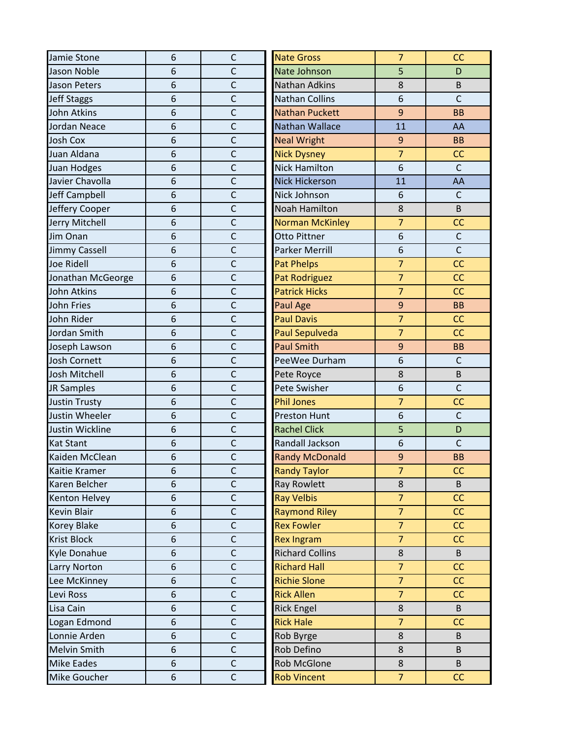| | | |
|---|---|---|
| Jamie Stone | 6 | C |
| Jason Noble | 6 | C |
| Jason Peters | 6 | C |
| Jeff Staggs | 6 | C |
| John Atkins | 6 | C |
| Jordan Neace | 6 | C |
| Josh Cox | 6 | C |
| Juan Aldana | 6 | C |
| Juan Hodges | 6 | C |
| Javier Chavolla | 6 | C |
| Jeff Campbell | 6 | C |
| Jeffery Cooper | 6 | C |
| Jerry Mitchell | 6 | C |
| Jim Onan | 6 | C |
| Jimmy Cassell | 6 | C |
| Joe Ridell | 6 | C |
| Jonathan McGeorge | 6 | C |
| John Atkins | 6 | C |
| John Fries | 6 | C |
| John Rider | 6 | C |
| Jordan Smith | 6 | C |
| Joseph Lawson | 6 | C |
| Josh Cornett | 6 | C |
| Josh Mitchell | 6 | C |
| JR Samples | 6 | C |
| Justin Trusty | 6 | C |
| Justin Wheeler | 6 | C |
| Justin Wickline | 6 | C |
| Kat Stant | 6 | C |
| Kaiden McClean | 6 | C |
| Kaitie Kramer | 6 | C |
| Karen Belcher | 6 | C |
| Kenton Helvey | 6 | C |
| Kevin Blair | 6 | C |
| Korey Blake | 6 | C |
| Krist Block | 6 | C |
| Kyle Donahue | 6 | C |
| Larry Norton | 6 | C |
| Lee McKinney | 6 | C |
| Levi Ross | 6 | C |
| Lisa Cain | 6 | C |
| Logan Edmond | 6 | C |
| Lonnie Arden | 6 | C |
| Melvin Smith | 6 | C |
| Mike Eades | 6 | C |
| Mike Goucher | 6 | C |
| Nate Gross | 7 | CC |
| Nate Johnson | 5 | D |
| Nathan Adkins | 8 | B |
| Nathan Collins | 6 | C |
| Nathan Puckett | 9 | BB |
| Nathan Wallace | 11 | AA |
| Neal Wright | 9 | BB |
| Nick Dysney | 7 | CC |
| Nick Hamilton | 6 | C |
| Nick Hickerson | 11 | AA |
| Nick Johnson | 6 | C |
| Noah Hamilton | 8 | B |
| Norman McKinley | 7 | CC |
| Otto Pittner | 6 | C |
| Parker Merrill | 6 | C |
| Pat Phelps | 7 | CC |
| Pat Rodriguez | 7 | CC |
| Patrick Hicks | 7 | CC |
| Paul Age | 9 | BB |
| Paul Davis | 7 | CC |
| Paul Sepulveda | 7 | CC |
| Paul Smith | 9 | BB |
| PeeWee Durham | 6 | C |
| Pete Royce | 8 | B |
| Pete Swisher | 6 | C |
| Phil Jones | 7 | CC |
| Preston Hunt | 6 | C |
| Rachel Click | 5 | D |
| Randall Jackson | 6 | C |
| Randy McDonald | 9 | BB |
| Randy Taylor | 7 | CC |
| Ray Rowlett | 8 | B |
| Ray Velbis | 7 | CC |
| Raymond Riley | 7 | CC |
| Rex Fowler | 7 | CC |
| Rex Ingram | 7 | CC |
| Richard Collins | 8 | B |
| Richard Hall | 7 | CC |
| Richie Slone | 7 | CC |
| Rick Allen | 7 | CC |
| Rick Engel | 8 | B |
| Rick Hale | 7 | CC |
| Rob Byrge | 8 | B |
| Rob Defino | 8 | B |
| Rob McGlone | 8 | B |
| Rob Vincent | 7 | CC |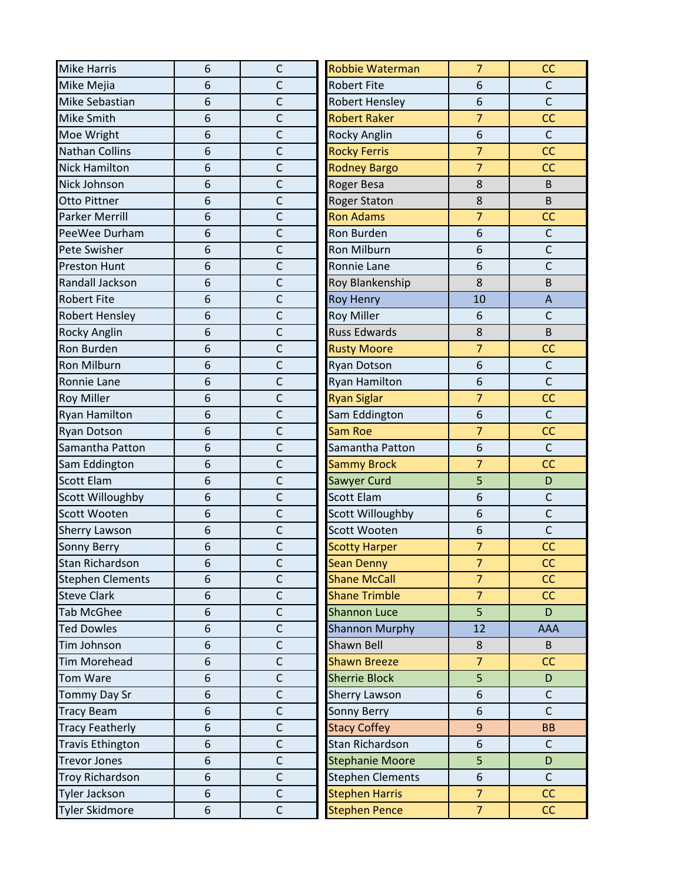| | | |
|---|---|---|
| Mike Harris | 6 | C |
| Mike Mejia | 6 | C |
| Mike Sebastian | 6 | C |
| Mike Smith | 6 | C |
| Moe Wright | 6 | C |
| Nathan Collins | 6 | C |
| Nick Hamilton | 6 | C |
| Nick Johnson | 6 | C |
| Otto Pittner | 6 | C |
| Parker Merrill | 6 | C |
| PeeWee Durham | 6 | C |
| Pete Swisher | 6 | C |
| Preston Hunt | 6 | C |
| Randall Jackson | 6 | C |
| Robert Fite | 6 | C |
| Robert Hensley | 6 | C |
| Rocky Anglin | 6 | C |
| Ron Burden | 6 | C |
| Ron Milburn | 6 | C |
| Ronnie Lane | 6 | C |
| Roy Miller | 6 | C |
| Ryan Hamilton | 6 | C |
| Ryan Dotson | 6 | C |
| Samantha Patton | 6 | C |
| Sam Eddington | 6 | C |
| Scott Elam | 6 | C |
| Scott Willoughby | 6 | C |
| Scott Wooten | 6 | C |
| Sherry Lawson | 6 | C |
| Sonny Berry | 6 | C |
| Stan Richardson | 6 | C |
| Stephen Clements | 6 | C |
| Steve Clark | 6 | C |
| Tab McGhee | 6 | C |
| Ted Dowles | 6 | C |
| Tim Johnson | 6 | C |
| Tim Morehead | 6 | C |
| Tom Ware | 6 | C |
| Tommy Day Sr | 6 | C |
| Tracy Beam | 6 | C |
| Tracy Featherly | 6 | C |
| Travis Ethington | 6 | C |
| Trevor Jones | 6 | C |
| Troy Richardson | 6 | C |
| Tyler Jackson | 6 | C |
| Tyler Skidmore | 6 | C |

| | | |
|---|---|---|
| Robbie Waterman | 7 | CC |
| Robert Fite | 6 | C |
| Robert Hensley | 6 | C |
| Robert Raker | 7 | CC |
| Rocky Anglin | 6 | C |
| Rocky Ferris | 7 | CC |
| Rodney Bargo | 7 | CC |
| Roger Besa | 8 | B |
| Roger Staton | 8 | B |
| Ron Adams | 7 | CC |
| Ron Burden | 6 | C |
| Ron Milburn | 6 | C |
| Ronnie Lane | 6 | C |
| Roy Blankenship | 8 | B |
| Roy Henry | 10 | A |
| Roy Miller | 6 | C |
| Russ Edwards | 8 | B |
| Rusty Moore | 7 | CC |
| Ryan Dotson | 6 | C |
| Ryan Hamilton | 6 | C |
| Ryan Siglar | 7 | CC |
| Sam Eddington | 6 | C |
| Sam Roe | 7 | CC |
| Samantha Patton | 6 | C |
| Sammy Brock | 7 | CC |
| Sawyer Curd | 5 | D |
| Scott Elam | 6 | C |
| Scott Willoughby | 6 | C |
| Scott Wooten | 6 | C |
| Scotty Harper | 7 | CC |
| Sean Denny | 7 | CC |
| Shane McCall | 7 | CC |
| Shane Trimble | 7 | CC |
| Shannon Luce | 5 | D |
| Shannon Murphy | 12 | AAA |
| Shawn Bell | 8 | B |
| Shawn Breeze | 7 | CC |
| Sherrie Block | 5 | D |
| Sherry Lawson | 6 | C |
| Sonny Berry | 6 | C |
| Stacy Coffey | 9 | BB |
| Stan Richardson | 6 | C |
| Stephanie Moore | 5 | D |
| Stephen Clements | 6 | C |
| Stephen Harris | 7 | CC |
| Stephen Pence | 7 | CC |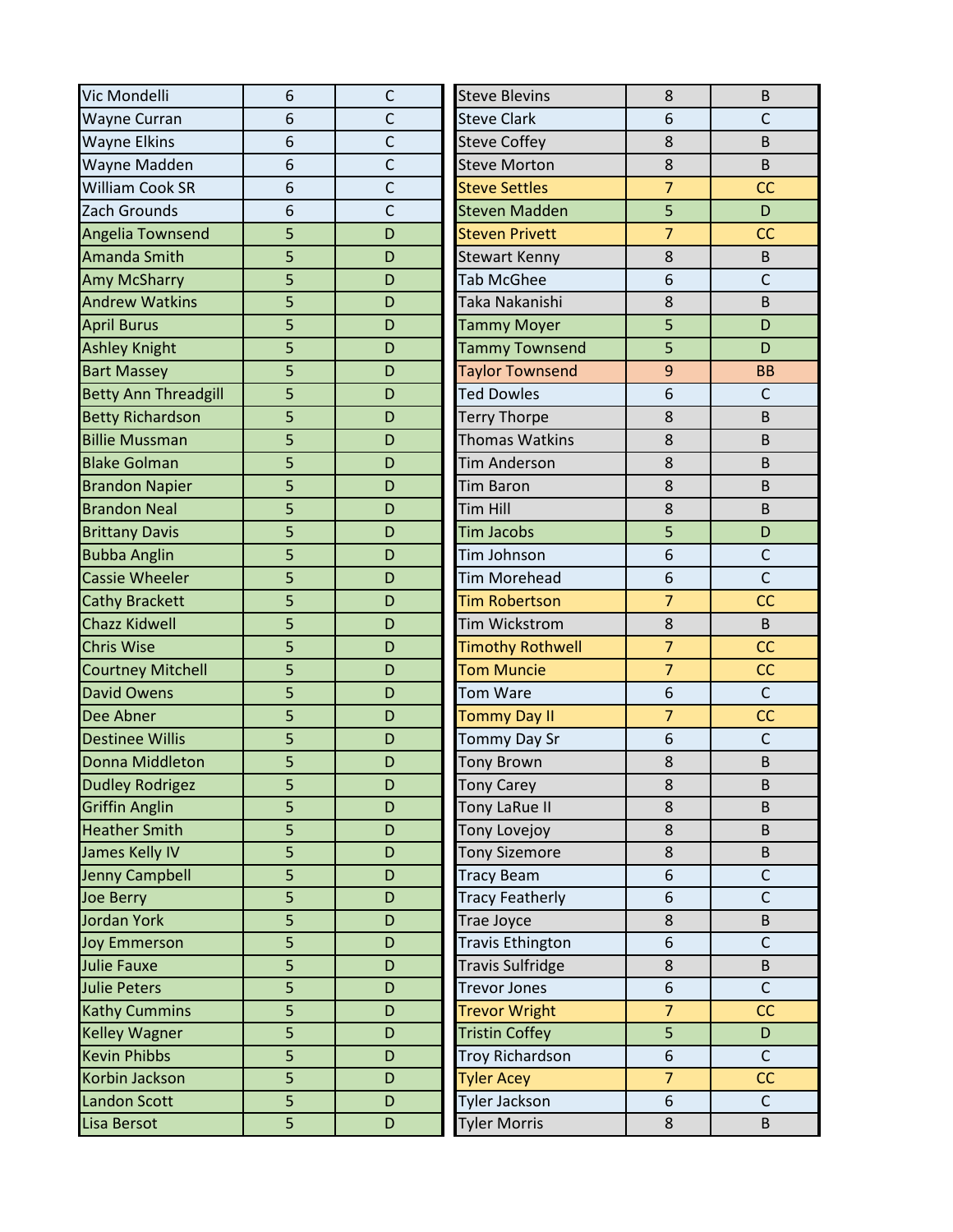| | | |
|---|---|---|
| Vic Mondelli | 6 | C |
| Wayne Curran | 6 | C |
| Wayne Elkins | 6 | C |
| Wayne Madden | 6 | C |
| William Cook SR | 6 | C |
| Zach Grounds | 6 | C |
| Angelia Townsend | 5 | D |
| Amanda Smith | 5 | D |
| Amy McSharry | 5 | D |
| Andrew Watkins | 5 | D |
| April Burus | 5 | D |
| Ashley Knight | 5 | D |
| Bart Massey | 5 | D |
| Betty Ann Threadgill | 5 | D |
| Betty Richardson | 5 | D |
| Billie Mussman | 5 | D |
| Blake Golman | 5 | D |
| Brandon Napier | 5 | D |
| Brandon Neal | 5 | D |
| Brittany Davis | 5 | D |
| Bubba Anglin | 5 | D |
| Cassie Wheeler | 5 | D |
| Cathy Brackett | 5 | D |
| Chazz Kidwell | 5 | D |
| Chris Wise | 5 | D |
| Courtney Mitchell | 5 | D |
| David Owens | 5 | D |
| Dee Abner | 5 | D |
| Destinee Willis | 5 | D |
| Donna Middleton | 5 | D |
| Dudley Rodrigez | 5 | D |
| Griffin Anglin | 5 | D |
| Heather Smith | 5 | D |
| James Kelly IV | 5 | D |
| Jenny Campbell | 5 | D |
| Joe Berry | 5 | D |
| Jordan York | 5 | D |
| Joy Emmerson | 5 | D |
| Julie Fauxe | 5 | D |
| Julie Peters | 5 | D |
| Kathy Cummins | 5 | D |
| Kelley Wagner | 5 | D |
| Kevin Phibbs | 5 | D |
| Korbin Jackson | 5 | D |
| Landon Scott | 5 | D |
| Lisa Bersot | 5 | D |

| | | |
|---|---|---|
| Steve Blevins | 8 | B |
| Steve Clark | 6 | C |
| Steve Coffey | 8 | B |
| Steve Morton | 8 | B |
| Steve Settles | 7 | CC |
| Steven Madden | 5 | D |
| Steven Privett | 7 | CC |
| Stewart Kenny | 8 | B |
| Tab McGhee | 6 | C |
| Taka Nakanishi | 8 | B |
| Tammy Moyer | 5 | D |
| Tammy Townsend | 5 | D |
| Taylor Townsend | 9 | BB |
| Ted Dowles | 6 | C |
| Terry Thorpe | 8 | B |
| Thomas Watkins | 8 | B |
| Tim Anderson | 8 | B |
| Tim Baron | 8 | B |
| Tim Hill | 8 | B |
| Tim Jacobs | 5 | D |
| Tim Johnson | 6 | C |
| Tim Morehead | 6 | C |
| Tim Robertson | 7 | CC |
| Tim Wickstrom | 8 | B |
| Timothy Rothwell | 7 | CC |
| Tom Muncie | 7 | CC |
| Tom Ware | 6 | C |
| Tommy Day II | 7 | CC |
| Tommy Day Sr | 6 | C |
| Tony Brown | 8 | B |
| Tony Carey | 8 | B |
| Tony LaRue II | 8 | B |
| Tony Lovejoy | 8 | B |
| Tony Sizemore | 8 | B |
| Tracy Beam | 6 | C |
| Tracy Featherly | 6 | C |
| Trae Joyce | 8 | B |
| Travis Ethington | 6 | C |
| Travis Sulfridge | 8 | B |
| Trevor Jones | 6 | C |
| Trevor Wright | 7 | CC |
| Tristin Coffey | 5 | D |
| Troy Richardson | 6 | C |
| Tyler Acey | 7 | CC |
| Tyler Jackson | 6 | C |
| Tyler Morris | 8 | B |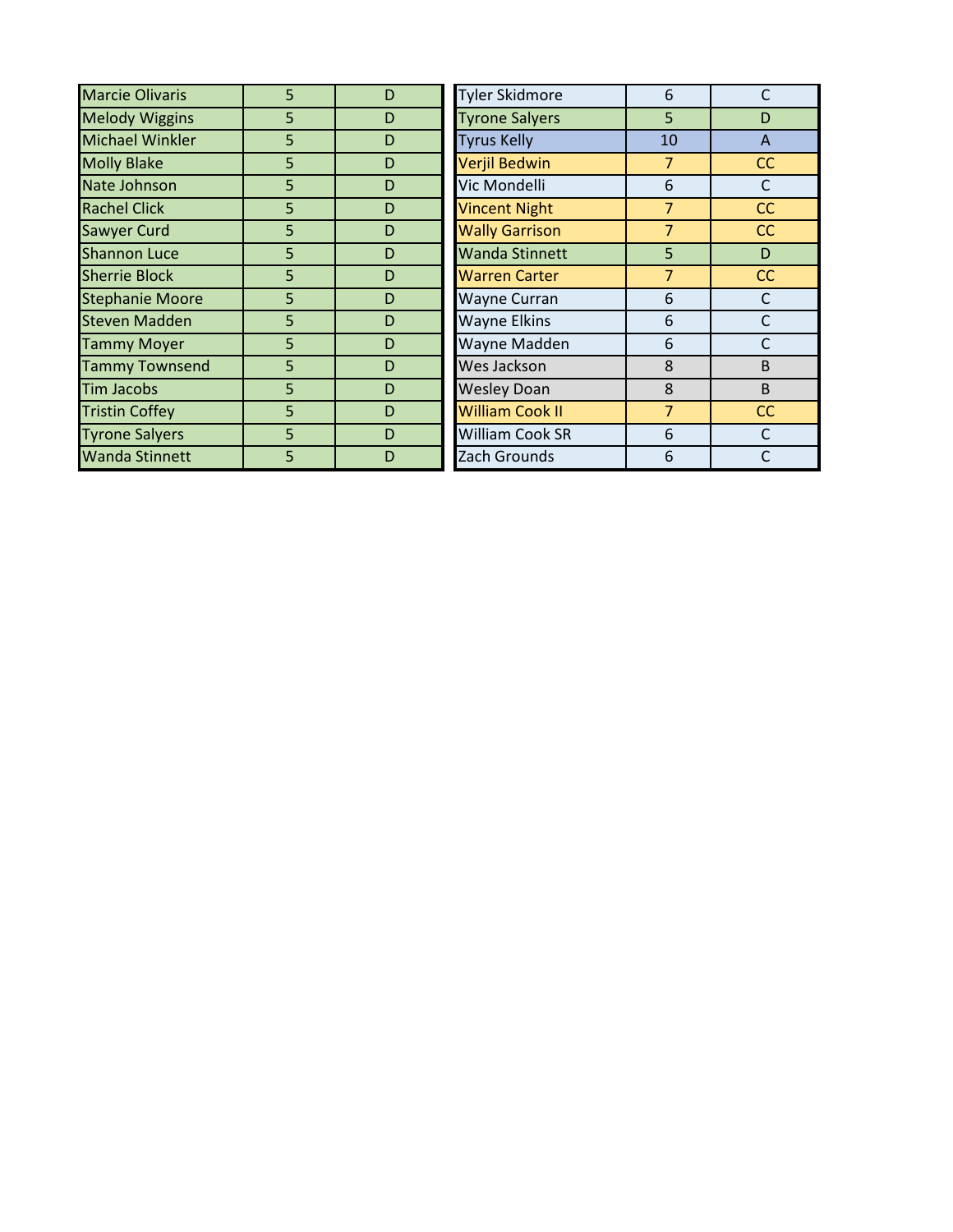| | | |
|---|---|---|
| Marcie Olivaris | 5 | D |
| Melody Wiggins | 5 | D |
| Michael Winkler | 5 | D |
| Molly Blake | 5 | D |
| Nate Johnson | 5 | D |
| Rachel Click | 5 | D |
| Sawyer Curd | 5 | D |
| Shannon Luce | 5 | D |
| Sherrie Block | 5 | D |
| Stephanie Moore | 5 | D |
| Steven Madden | 5 | D |
| Tammy Moyer | 5 | D |
| Tammy Townsend | 5 | D |
| Tim Jacobs | 5 | D |
| Tristin Coffey | 5 | D |
| Tyrone Salyers | 5 | D |
| Wanda Stinnett | 5 | D |

| | | |
|---|---|---|
| Tyler Skidmore | 6 | C |
| Tyrone Salyers | 5 | D |
| Tyrus Kelly | 10 | A |
| Verjil Bedwin | 7 | CC |
| Vic Mondelli | 6 | C |
| Vincent Night | 7 | CC |
| Wally Garrison | 7 | CC |
| Wanda Stinnett | 5 | D |
| Warren Carter | 7 | CC |
| Wayne Curran | 6 | C |
| Wayne Elkins | 6 | C |
| Wayne Madden | 6 | C |
| Wes Jackson | 8 | B |
| Wesley Doan | 8 | B |
| William Cook II | 7 | CC |
| William Cook SR | 6 | C |
| Zach Grounds | 6 | C |